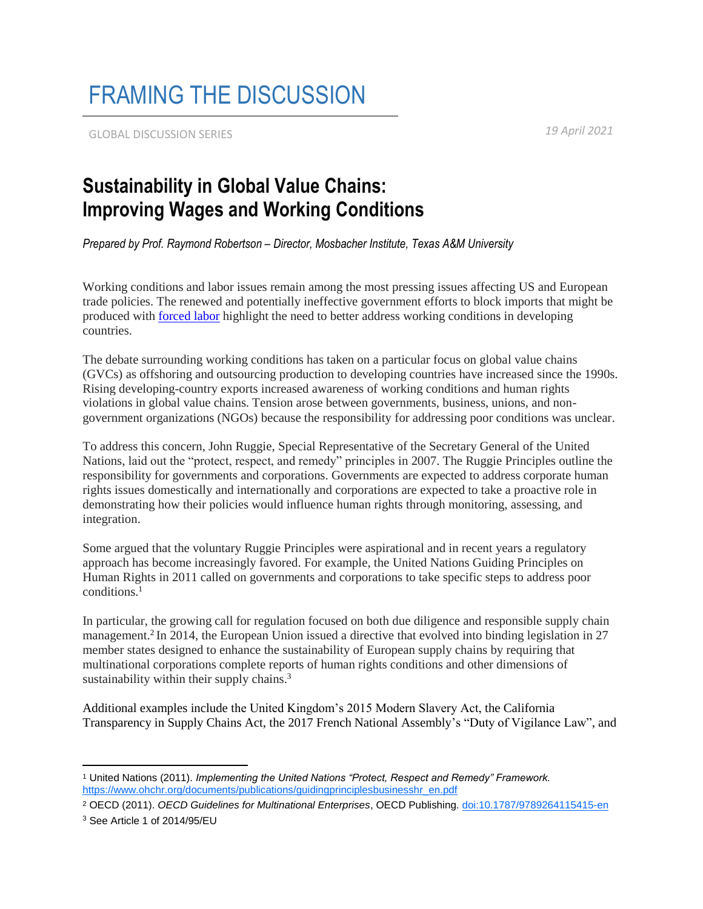# FRAMING THE DISCUSSION

GLOBAL DISCUSSION SERIES

*19 April 2021*

## Sustainability in Global Value Chains: Improving Wages and Working Conditions

*Prepared by Prof. Raymond Robertson – Director, Mosbacher Institute, Texas A&M University*

Working conditions and labor issues remain among the most pressing issues affecting US and European trade policies. The renewed and potentially ineffective government efforts to block imports that might be produced with forced labor highlight the need to better address working conditions in developing countries.

The debate surrounding working conditions has taken on a particular focus on global value chains (GVCs) as offshoring and outsourcing production to developing countries have increased since the 1990s. Rising developing-country exports increased awareness of working conditions and human rights violations in global value chains. Tension arose between governments, business, unions, and non-government organizations (NGOs) because the responsibility for addressing poor conditions was unclear.

To address this concern, John Ruggie, Special Representative of the Secretary General of the United Nations, laid out the "protect, respect, and remedy" principles in 2007. The Ruggie Principles outline the responsibility for governments and corporations. Governments are expected to address corporate human rights issues domestically and internationally and corporations are expected to take a proactive role in demonstrating how their policies would influence human rights through monitoring, assessing, and integration.

Some argued that the voluntary Ruggie Principles were aspirational and in recent years a regulatory approach has become increasingly favored. For example, the United Nations Guiding Principles on Human Rights in 2011 called on governments and corporations to take specific steps to address poor conditions.[1]

In particular, the growing call for regulation focused on both due diligence and responsible supply chain management.[2] In 2014, the European Union issued a directive that evolved into binding legislation in 27 member states designed to enhance the sustainability of European supply chains by requiring that multinational corporations complete reports of human rights conditions and other dimensions of sustainability within their supply chains.[3]

Additional examples include the United Kingdom's 2015 Modern Slavery Act, the California Transparency in Supply Chains Act, the 2017 French National Assembly's "Duty of Vigilance Law", and

---

[1] United Nations (2011). *Implementing the United Nations "Protect, Respect and Remedy" Framework.* https://www.ohchr.org/documents/publications/guidingprinciplesbusinesshr_en.pdf

[2] OECD (2011). *OECD Guidelines for Multinational Enterprises*, OECD Publishing. doi:10.1787/9789264115415-en

[3] See Article 1 of 2014/95/EU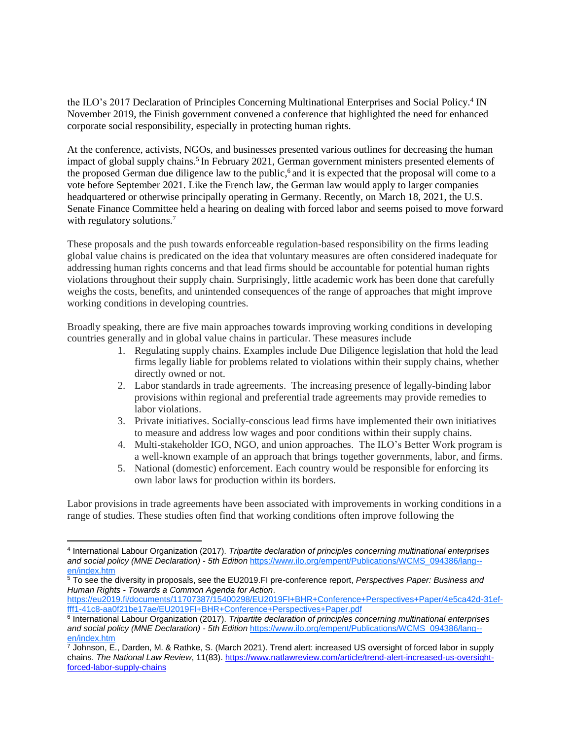the ILO's 2017 Declaration of Principles Concerning Multinational Enterprises and Social Policy.[4] IN November 2019, the Finish government convened a conference that highlighted the need for enhanced corporate social responsibility, especially in protecting human rights.

At the conference, activists, NGOs, and businesses presented various outlines for decreasing the human impact of global supply chains.[5] In February 2021, German government ministers presented elements of the proposed German due diligence law to the public,[6] and it is expected that the proposal will come to a vote before September 2021. Like the French law, the German law would apply to larger companies headquartered or otherwise principally operating in Germany. Recently, on March 18, 2021, the U.S. Senate Finance Committee held a hearing on dealing with forced labor and seems poised to move forward with regulatory solutions.[7]

These proposals and the push towards enforceable regulation-based responsibility on the firms leading global value chains is predicated on the idea that voluntary measures are often considered inadequate for addressing human rights concerns and that lead firms should be accountable for potential human rights violations throughout their supply chain. Surprisingly, little academic work has been done that carefully weighs the costs, benefits, and unintended consequences of the range of approaches that might improve working conditions in developing countries.

Broadly speaking, there are five main approaches towards improving working conditions in developing countries generally and in global value chains in particular. These measures include

1. Regulating supply chains. Examples include Due Diligence legislation that hold the lead firms legally liable for problems related to violations within their supply chains, whether directly owned or not.
2. Labor standards in trade agreements. The increasing presence of legally-binding labor provisions within regional and preferential trade agreements may provide remedies to labor violations.
3. Private initiatives. Socially-conscious lead firms have implemented their own initiatives to measure and address low wages and poor conditions within their supply chains.
4. Multi-stakeholder IGO, NGO, and union approaches. The ILO's Better Work program is a well-known example of an approach that brings together governments, labor, and firms.
5. National (domestic) enforcement. Each country would be responsible for enforcing its own labor laws for production within its borders.

Labor provisions in trade agreements have been associated with improvements in working conditions in a range of studies. These studies often find that working conditions often improve following the

---

[4] International Labour Organization (2017). *Tripartite declaration of principles concerning multinational enterprises and social policy (MNE Declaration) - 5th Edition* https://www.ilo.org/empent/Publications/WCMS_094386/lang--en/index.htm

[5] To see the diversity in proposals, see the EU2019.FI pre-conference report, *Perspectives Paper: Business and Human Rights - Towards a Common Agenda for Action*. https://eu2019.fi/documents/11707387/15400298/EU2019FI+BHR+Conference+Perspectives+Paper/4e5ca42d-31ef-fff1-41c8-aa0f21be17ae/EU2019FI+BHR+Conference+Perspectives+Paper.pdf

[6] International Labour Organization (2017). *Tripartite declaration of principles concerning multinational enterprises and social policy (MNE Declaration) - 5th Edition* https://www.ilo.org/empent/Publications/WCMS_094386/lang--en/index.htm

[7] Johnson, E., Darden, M. & Rathke, S. (March 2021). Trend alert: increased US oversight of forced labor in supply chains. *The National Law Review*, 11(83). https://www.natlawreview.com/article/trend-alert-increased-us-oversight-forced-labor-supply-chains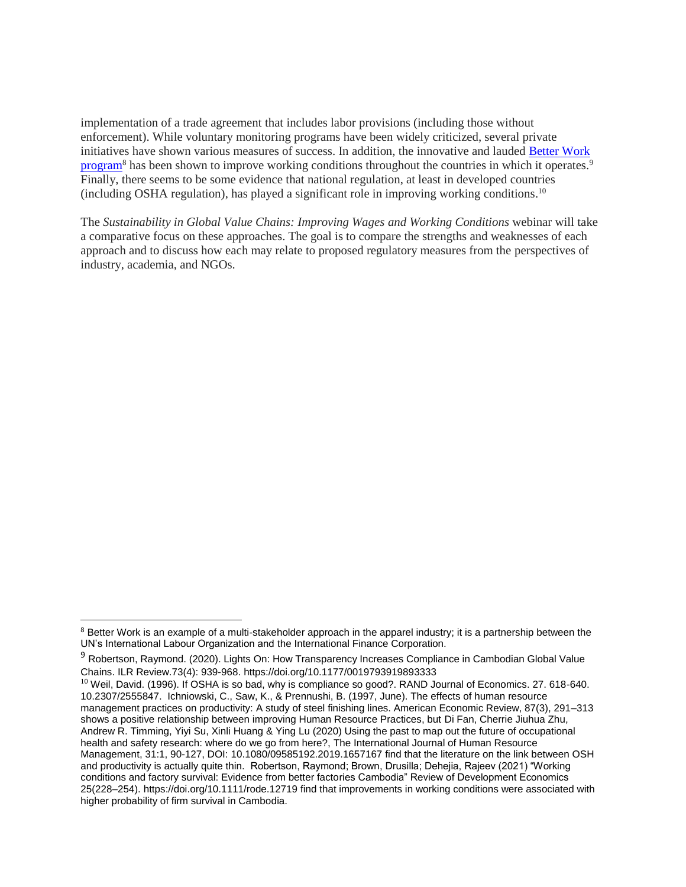implementation of a trade agreement that includes labor provisions (including those without enforcement). While voluntary monitoring programs have been widely criticized, several private initiatives have shown various measures of success. In addition, the innovative and lauded [Better Work program][8] has been shown to improve working conditions throughout the countries in which it operates.[9] Finally, there seems to be some evidence that national regulation, at least in developed countries (including OSHA regulation), has played a significant role in improving working conditions.[10]

The *Sustainability in Global Value Chains: Improving Wages and Working Conditions* webinar will take a comparative focus on these approaches. The goal is to compare the strengths and weaknesses of each approach and to discuss how each may relate to proposed regulatory measures from the perspectives of industry, academia, and NGOs.

---

[8] Better Work is an example of a multi-stakeholder approach in the apparel industry; it is a partnership between the UN's International Labour Organization and the International Finance Corporation.

[9] Robertson, Raymond. (2020). Lights On: How Transparency Increases Compliance in Cambodian Global Value Chains. ILR Review.73(4): 939-968. https://doi.org/10.1177/0019793919893333

[10] Weil, David. (1996). If OSHA is so bad, why is compliance so good?. RAND Journal of Economics. 27. 618-640. 10.2307/2555847. Ichniowski, C., Saw, K., & Prennushi, B. (1997, June). The effects of human resource management practices on productivity: A study of steel finishing lines. American Economic Review, 87(3), 291–313 shows a positive relationship between improving Human Resource Practices, but Di Fan, Cherrie Jiuhua Zhu, Andrew R. Timming, Yiyi Su, Xinli Huang & Ying Lu (2020) Using the past to map out the future of occupational health and safety research: where do we go from here?, The International Journal of Human Resource Management, 31:1, 90-127, DOI: 10.1080/09585192.2019.1657167 find that the literature on the link between OSH and productivity is actually quite thin. Robertson, Raymond; Brown, Drusilla; Dehejia, Rajeev (2021) "Working conditions and factory survival: Evidence from better factories Cambodia" Review of Development Economics 25(228–254). https://doi.org/10.1111/rode.12719 find that improvements in working conditions were associated with higher probability of firm survival in Cambodia.